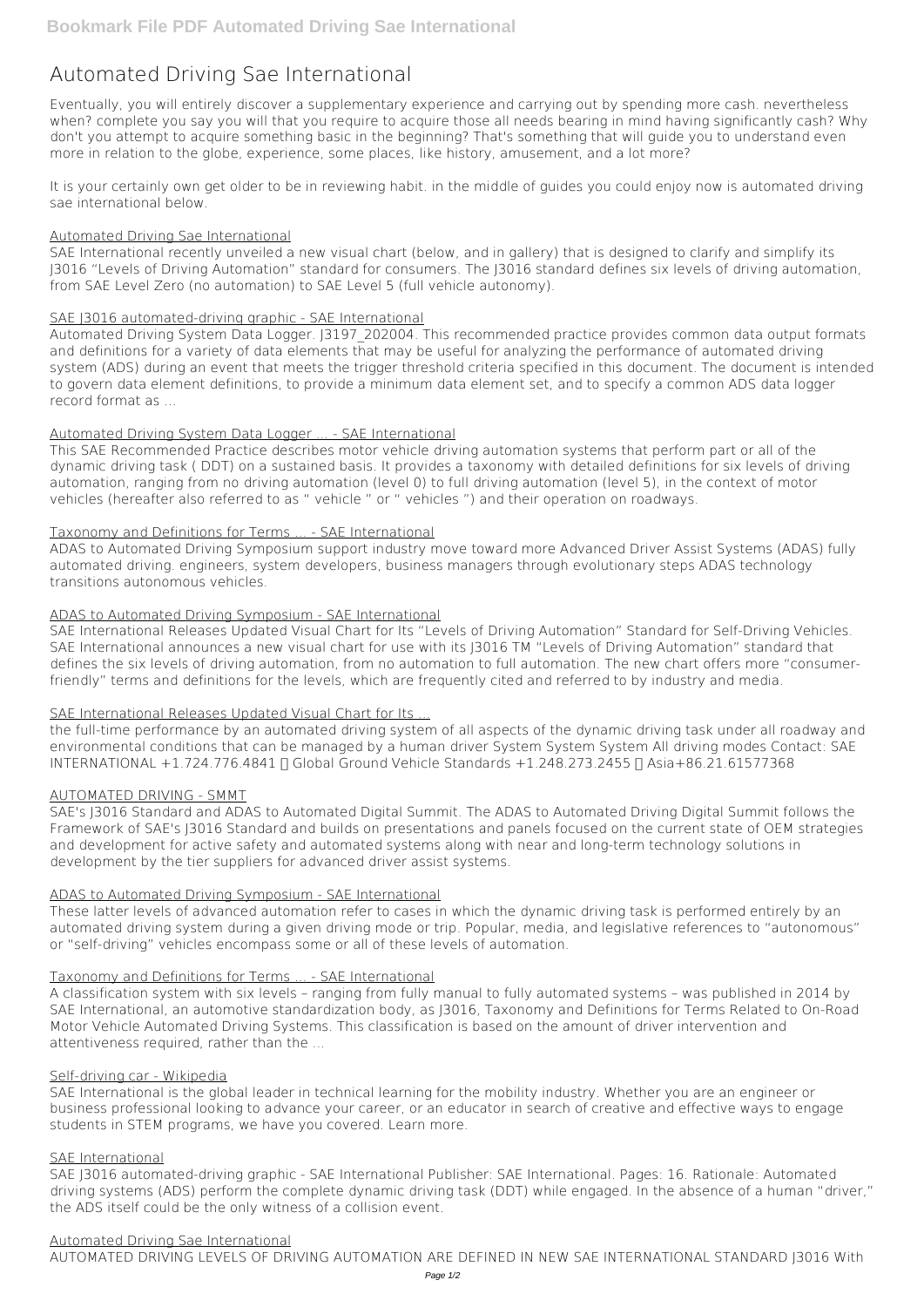# Automated Driving Sae International

Eventually, you will entirely discover a supplementary experience and carrying out by spending more cash. nevertheless when? complete you say you will that you require to acquire those all needs bearing in mind having significantly cash? Why don't you attempt to acquire something basic in the beginning? That's something that will guide you to understand even more in relation to the globe, experience, some places, like history, amusement, and a lot more?

It is your certainly own get older to be in reviewing habit. in the middle of guides you could enjoy now is **automated driving sae international** below.

## Automated Driving Sae International

SAE International recently unveiled a new visual chart (below, and in gallery) that is designed to clarify and simplify its J3016 "Levels of Driving Automation" standard for consumers. The J3016 standard defines six levels of driving automation, from SAE Level Zero (no automation) to SAE Level 5 (full vehicle autonomy).

## SAE J3016 automated-driving graphic - SAE International

Automated Driving System Data Logger. J3197_202004. This recommended practice provides common data output formats and definitions for a variety of data elements that may be useful for analyzing the performance of automated driving system (ADS) during an event that meets the trigger threshold criteria specified in this document. The document is intended to govern data element definitions, to provide a minimum data element set, and to specify a common ADS data logger record format as ...

## Automated Driving System Data Logger ... - SAE International

This SAE Recommended Practice describes motor vehicle driving automation systems that perform part or all of the dynamic driving task ( DDT) on a sustained basis. It provides a taxonomy with detailed definitions for six levels of driving automation, ranging from no driving automation (level 0) to full driving automation (level 5), in the context of motor vehicles (hereafter also referred to as " vehicle " or " vehicles ") and their operation on roadways.

## Taxonomy and Definitions for Terms ... - SAE International

ADAS to Automated Driving Symposium support industry move toward more Advanced Driver Assist Systems (ADAS) fully automated driving. engineers, system developers, business managers through evolutionary steps ADAS technology transitions autonomous vehicles.

## ADAS to Automated Driving Symposium - SAE International

SAE International Releases Updated Visual Chart for Its "Levels of Driving Automation" Standard for Self-Driving Vehicles. SAE International announces a new visual chart for use with its J3016 TM "Levels of Driving Automation" standard that defines the six levels of driving automation, from no automation to full automation. The new chart offers more "consumer-friendly" terms and definitions for the levels, which are frequently cited and referred to by industry and media.

## SAE International Releases Updated Visual Chart for Its ...

the full-time performance by an automated driving system of all aspects of the dynamic driving task under all roadway and environmental conditions that can be managed by a human driver System System System All driving modes Contact: SAE INTERNATIONAL +1.724.776.4841 • Global Ground Vehicle Standards +1.248.273.2455 • Asia+86.21.61577368

## AUTOMATED DRIVING - SMMT

SAE's J3016 Standard and ADAS to Automated Digital Summit. The ADAS to Automated Driving Digital Summit follows the Framework of SAE's J3016 Standard and builds on presentations and panels focused on the current state of OEM strategies and development for active safety and automated systems along with near and long-term technology solutions in development by the tier suppliers for advanced driver assist systems.

## ADAS to Automated Driving Symposium - SAE International

These latter levels of advanced automation refer to cases in which the dynamic driving task is performed entirely by an automated driving system during a given driving mode or trip. Popular, media, and legislative references to "autonomous" or "self-driving" vehicles encompass some or all of these levels of automation.

## Taxonomy and Definitions for Terms ... - SAE International

A classification system with six levels – ranging from fully manual to fully automated systems – was published in 2014 by SAE International, an automotive standardization body, as J3016, Taxonomy and Definitions for Terms Related to On-Road Motor Vehicle Automated Driving Systems. This classification is based on the amount of driver intervention and attentiveness required, rather than the ...

## Self-driving car - Wikipedia

SAE International is the global leader in technical learning for the mobility industry. Whether you are an engineer or business professional looking to advance your career, or an educator in search of creative and effective ways to engage students in STEM programs, we have you covered. Learn more.

## SAE International

SAE J3016 automated-driving graphic - SAE International Publisher: SAE International. Pages: 16. Rationale: Automated driving systems (ADS) perform the complete dynamic driving task (DDT) while engaged. In the absence of a human "driver," the ADS itself could be the only witness of a collision event.

## Automated Driving Sae International

AUTOMATED DRIVING LEVELS OF DRIVING AUTOMATION ARE DEFINED IN NEW SAE INTERNATIONAL STANDARD J3016 With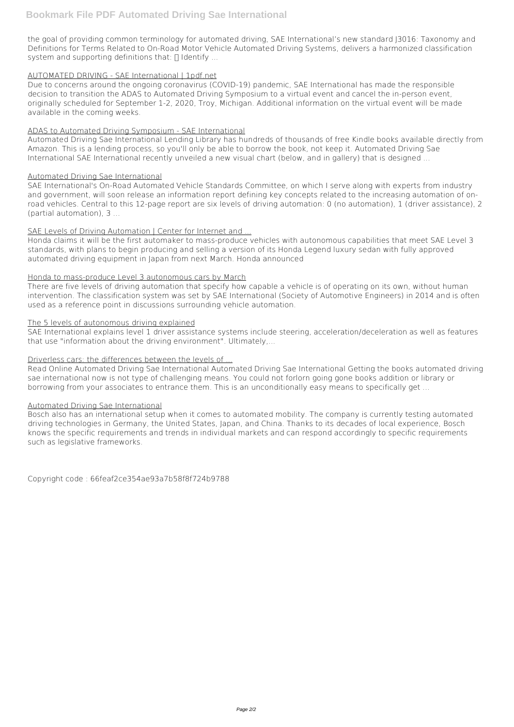the goal of providing common terminology for automated driving, SAE International's new standard J3016: Taxonomy and Definitions for Terms Related to On-Road Motor Vehicle Automated Driving Systems, delivers a harmonized classification system and supporting definitions that:  Identify ...

## AUTOMATED DRIVING - SAE International | 1pdf.net

Due to concerns around the ongoing coronavirus (COVID-19) pandemic, SAE International has made the responsible decision to transition the ADAS to Automated Driving Symposium to a virtual event and cancel the in-person event, originally scheduled for September 1-2, 2020, Troy, Michigan. Additional information on the virtual event will be made available in the coming weeks.

## ADAS to Automated Driving Symposium - SAE International

Automated Driving Sae International Lending Library has hundreds of thousands of free Kindle books available directly from Amazon. This is a lending process, so you'll only be able to borrow the book, not keep it. Automated Driving Sae International SAE International recently unveiled a new visual chart (below, and in gallery) that is designed ...

## Automated Driving Sae International

SAE International's On-Road Automated Vehicle Standards Committee, on which I serve along with experts from industry and government, will soon release an information report defining key concepts related to the increasing automation of on-road vehicles. Central to this 12-page report are six levels of driving automation: 0 (no automation), 1 (driver assistance), 2 (partial automation), 3 ...

## SAE Levels of Driving Automation | Center for Internet and ...

Honda claims it will be the first automaker to mass-produce vehicles with autonomous capabilities that meet SAE Level 3 standards, with plans to begin producing and selling a version of its Honda Legend luxury sedan with fully approved automated driving equipment in Japan from next March. Honda announced

## Honda to mass-produce Level 3 autonomous cars by March

There are five levels of driving automation that specify how capable a vehicle is of operating on its own, without human intervention. The classification system was set by SAE International (Society of Automotive Engineers) in 2014 and is often used as a reference point in discussions surrounding vehicle automation.

## The 5 levels of autonomous driving explained

SAE International explains level 1 driver assistance systems include steering, acceleration/deceleration as well as features that use "information about the driving environment". Ultimately,...

## Driverless cars: the differences between the levels of ...

Read Online Automated Driving Sae International Automated Driving Sae International Getting the books automated driving sae international now is not type of challenging means. You could not forlorn going gone books addition or library or borrowing from your associates to entrance them. This is an unconditionally easy means to specifically get ...

## Automated Driving Sae International

Bosch also has an international setup when it comes to automated mobility. The company is currently testing automated driving technologies in Germany, the United States, Japan, and China. Thanks to its decades of local experience, Bosch knows the specific requirements and trends in individual markets and can respond accordingly to specific requirements such as legislative frameworks.

Copyright code : 66feaf2ce354ae93a7b58f8f724b9788